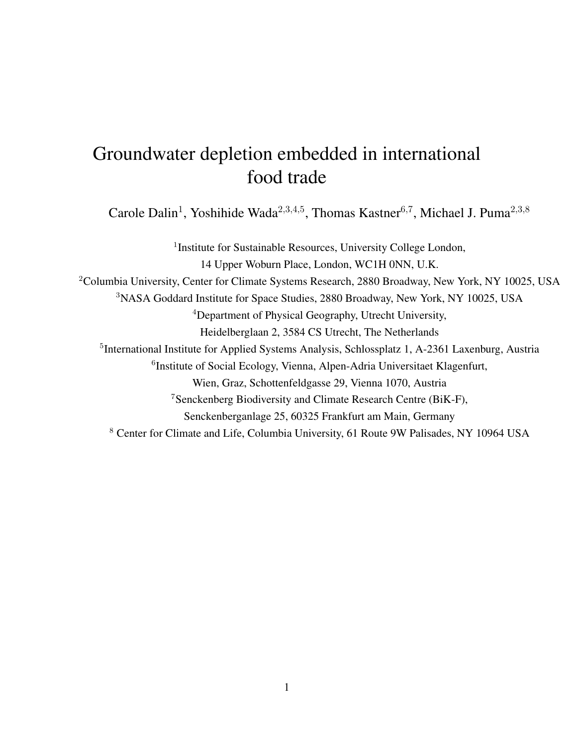# Groundwater depletion embedded in international food trade

Carole Dalin[1], Yoshihide Wada[2,3,4,5], Thomas Kastner[6,7], Michael J. Puma[2,3,8]

[1]Institute for Sustainable Resources, University College London,
14 Upper Woburn Place, London, WC1H 0NN, U.K.

[2]Columbia University, Center for Climate Systems Research, 2880 Broadway, New York, NY 10025, USA

[3]NASA Goddard Institute for Space Studies, 2880 Broadway, New York, NY 10025, USA

[4]Department of Physical Geography, Utrecht University,
Heidelberglaan 2, 3584 CS Utrecht, The Netherlands

[5]International Institute for Applied Systems Analysis, Schlossplatz 1, A-2361 Laxenburg, Austria

[6]Institute of Social Ecology, Vienna, Alpen-Adria Universitaet Klagenfurt,
Wien, Graz, Schottenfeldgasse 29, Vienna 1070, Austria

[7]Senckenberg Biodiversity and Climate Research Centre (BiK-F),
Senckenberganlage 25, 60325 Frankfurt am Main, Germany

[8] Center for Climate and Life, Columbia University, 61 Route 9W Palisades, NY 10964 USA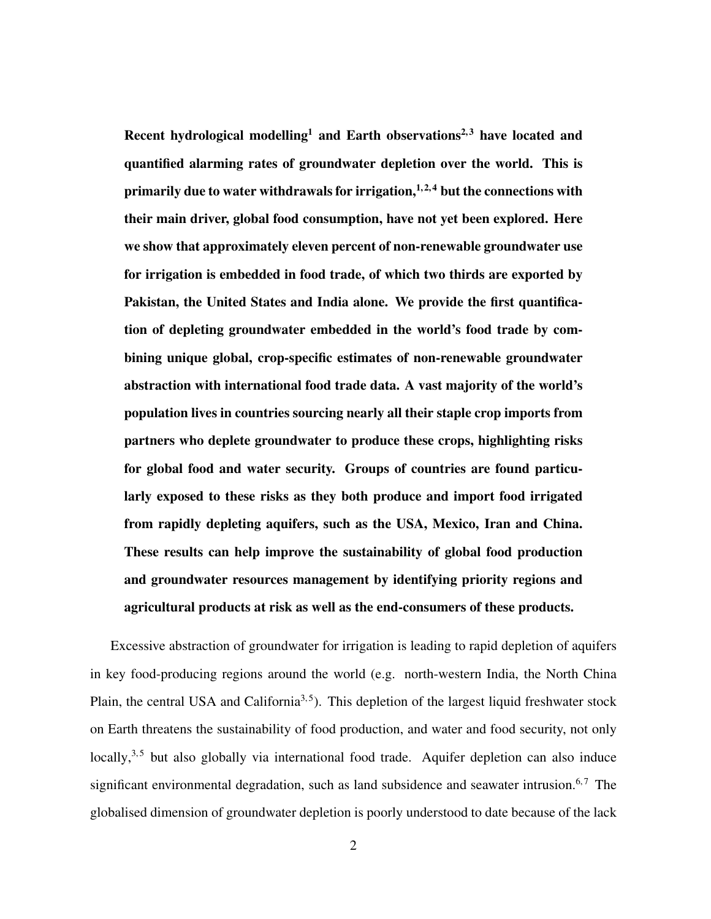**Recent hydrological modelling[1] and Earth observations[2,3] have located and quantified alarming rates of groundwater depletion over the world. This is primarily due to water withdrawals for irrigation,[1,2,4] but the connections with their main driver, global food consumption, have not yet been explored. Here we show that approximately eleven percent of non-renewable groundwater use for irrigation is embedded in food trade, of which two thirds are exported by Pakistan, the United States and India alone. We provide the first quantification of depleting groundwater embedded in the world's food trade by combining unique global, crop-specific estimates of non-renewable groundwater abstraction with international food trade data. A vast majority of the world's population lives in countries sourcing nearly all their staple crop imports from partners who deplete groundwater to produce these crops, highlighting risks for global food and water security. Groups of countries are found particularly exposed to these risks as they both produce and import food irrigated from rapidly depleting aquifers, such as the USA, Mexico, Iran and China. These results can help improve the sustainability of global food production and groundwater resources management by identifying priority regions and agricultural products at risk as well as the end-consumers of these products.**

Excessive abstraction of groundwater for irrigation is leading to rapid depletion of aquifers in key food-producing regions around the world (e.g. north-western India, the North China Plain, the central USA and California[3,5]). This depletion of the largest liquid freshwater stock on Earth threatens the sustainability of food production, and water and food security, not only locally,[3,5] but also globally via international food trade. Aquifer depletion can also induce significant environmental degradation, such as land subsidence and seawater intrusion.[6,7] The globalised dimension of groundwater depletion is poorly understood to date because of the lack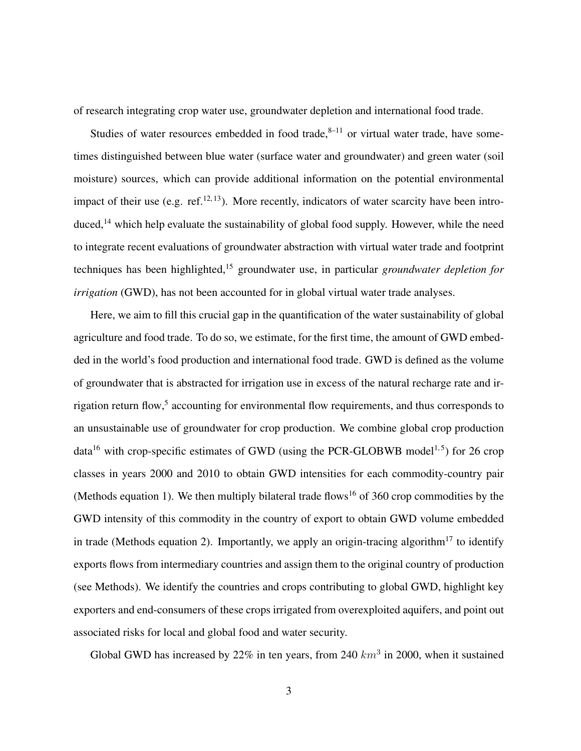of research integrating crop water use, groundwater depletion and international food trade.

Studies of water resources embedded in food trade,[8–11] or virtual water trade, have sometimes distinguished between blue water (surface water and groundwater) and green water (soil moisture) sources, which can provide additional information on the potential environmental impact of their use (e.g. ref.[12,13]). More recently, indicators of water scarcity have been introduced,[14] which help evaluate the sustainability of global food supply. However, while the need to integrate recent evaluations of groundwater abstraction with virtual water trade and footprint techniques has been highlighted,[15] groundwater use, in particular *groundwater depletion for irrigation* (GWD), has not been accounted for in global virtual water trade analyses.

Here, we aim to fill this crucial gap in the quantification of the water sustainability of global agriculture and food trade. To do so, we estimate, for the first time, the amount of GWD embedded in the world's food production and international food trade. GWD is defined as the volume of groundwater that is abstracted for irrigation use in excess of the natural recharge rate and irrigation return flow,[5] accounting for environmental flow requirements, and thus corresponds to an unsustainable use of groundwater for crop production. We combine global crop production data[16] with crop-specific estimates of GWD (using the PCR-GLOBWB model[1,5]) for 26 crop classes in years 2000 and 2010 to obtain GWD intensities for each commodity-country pair (Methods equation 1). We then multiply bilateral trade flows[16] of 360 crop commodities by the GWD intensity of this commodity in the country of export to obtain GWD volume embedded in trade (Methods equation 2). Importantly, we apply an origin-tracing algorithm[17] to identify exports flows from intermediary countries and assign them to the original country of production (see Methods). We identify the countries and crops contributing to global GWD, highlight key exporters and end-consumers of these crops irrigated from overexploited aquifers, and point out associated risks for local and global food and water security.

Global GWD has increased by 22% in ten years, from 240 $km^3$ in 2000, when it sustained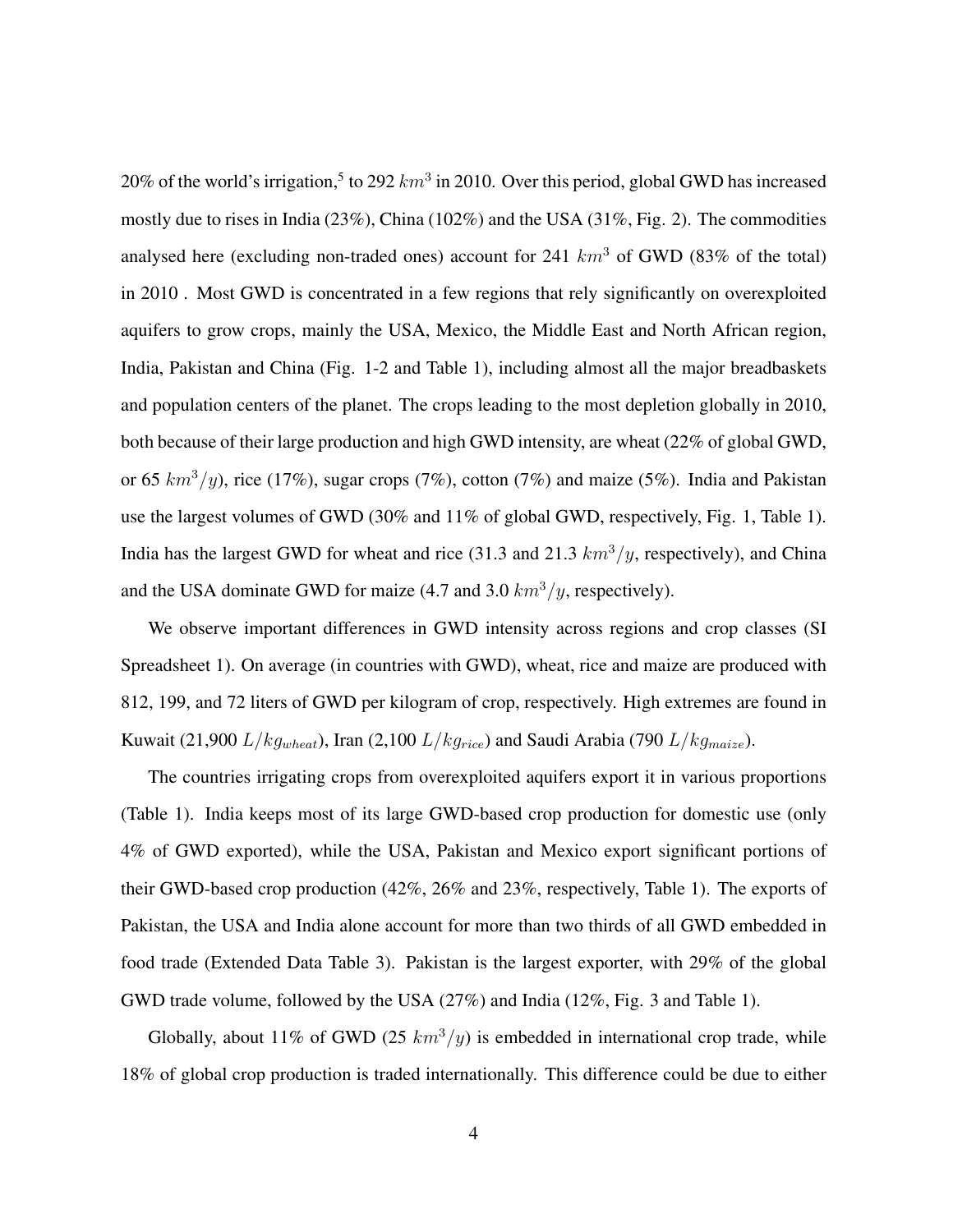20% of the world's irrigation,[5] to 292 $km^3$ in 2010. Over this period, global GWD has increased mostly due to rises in India (23%), China (102%) and the USA (31%, Fig. 2). The commodities analysed here (excluding non-traded ones) account for 241 $km^3$ of GWD (83% of the total) in 2010 . Most GWD is concentrated in a few regions that rely significantly on overexploited aquifers to grow crops, mainly the USA, Mexico, the Middle East and North African region, India, Pakistan and China (Fig. 1-2 and Table 1), including almost all the major breadbaskets and population centers of the planet. The crops leading to the most depletion globally in 2010, both because of their large production and high GWD intensity, are wheat (22% of global GWD, or 65 $km^3/y$), rice (17%), sugar crops (7%), cotton (7%) and maize (5%). India and Pakistan use the largest volumes of GWD (30% and 11% of global GWD, respectively, Fig. 1, Table 1). India has the largest GWD for wheat and rice (31.3 and 21.3 $km^3/y$, respectively), and China and the USA dominate GWD for maize (4.7 and 3.0 $km^3/y$, respectively).

We observe important differences in GWD intensity across regions and crop classes (SI Spreadsheet 1). On average (in countries with GWD), wheat, rice and maize are produced with 812, 199, and 72 liters of GWD per kilogram of crop, respectively. High extremes are found in Kuwait (21,900 $L/kg_{wheat}$), Iran (2,100 $L/kg_{rice}$) and Saudi Arabia (790 $L/kg_{maize}$).

The countries irrigating crops from overexploited aquifers export it in various proportions (Table 1). India keeps most of its large GWD-based crop production for domestic use (only 4% of GWD exported), while the USA, Pakistan and Mexico export significant portions of their GWD-based crop production (42%, 26% and 23%, respectively, Table 1). The exports of Pakistan, the USA and India alone account for more than two thirds of all GWD embedded in food trade (Extended Data Table 3). Pakistan is the largest exporter, with 29% of the global GWD trade volume, followed by the USA (27%) and India (12%, Fig. 3 and Table 1).

Globally, about 11% of GWD (25 $km^3/y$) is embedded in international crop trade, while 18% of global crop production is traded internationally. This difference could be due to either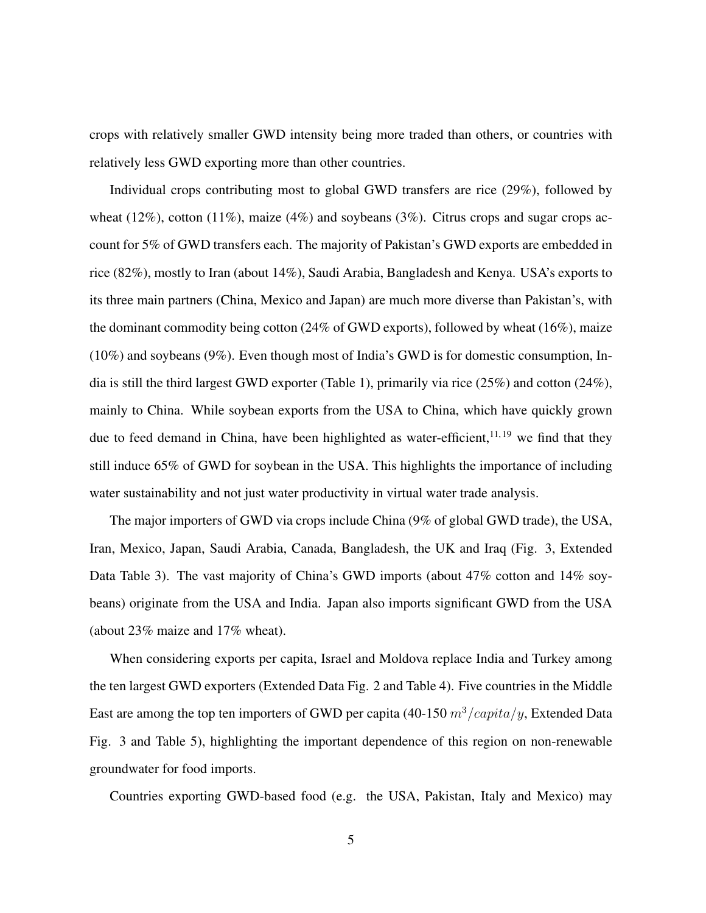crops with relatively smaller GWD intensity being more traded than others, or countries with relatively less GWD exporting more than other countries.

Individual crops contributing most to global GWD transfers are rice (29%), followed by wheat (12%), cotton (11%), maize (4%) and soybeans (3%). Citrus crops and sugar crops account for 5% of GWD transfers each. The majority of Pakistan's GWD exports are embedded in rice (82%), mostly to Iran (about 14%), Saudi Arabia, Bangladesh and Kenya. USA's exports to its three main partners (China, Mexico and Japan) are much more diverse than Pakistan's, with the dominant commodity being cotton (24% of GWD exports), followed by wheat (16%), maize (10%) and soybeans (9%). Even though most of India's GWD is for domestic consumption, India is still the third largest GWD exporter (Table 1), primarily via rice (25%) and cotton (24%), mainly to China. While soybean exports from the USA to China, which have quickly grown due to feed demand in China, have been highlighted as water-efficient,[11,19] we find that they still induce 65% of GWD for soybean in the USA. This highlights the importance of including water sustainability and not just water productivity in virtual water trade analysis.

The major importers of GWD via crops include China (9% of global GWD trade), the USA, Iran, Mexico, Japan, Saudi Arabia, Canada, Bangladesh, the UK and Iraq (Fig. 3, Extended Data Table 3). The vast majority of China's GWD imports (about 47% cotton and 14% soybeans) originate from the USA and India. Japan also imports significant GWD from the USA (about 23% maize and 17% wheat).

When considering exports per capita, Israel and Moldova replace India and Turkey among the ten largest GWD exporters (Extended Data Fig. 2 and Table 4). Five countries in the Middle East are among the top ten importers of GWD per capita (40-150 $m^3/capita/y$, Extended Data Fig. 3 and Table 5), highlighting the important dependence of this region on non-renewable groundwater for food imports.

Countries exporting GWD-based food (e.g. the USA, Pakistan, Italy and Mexico) may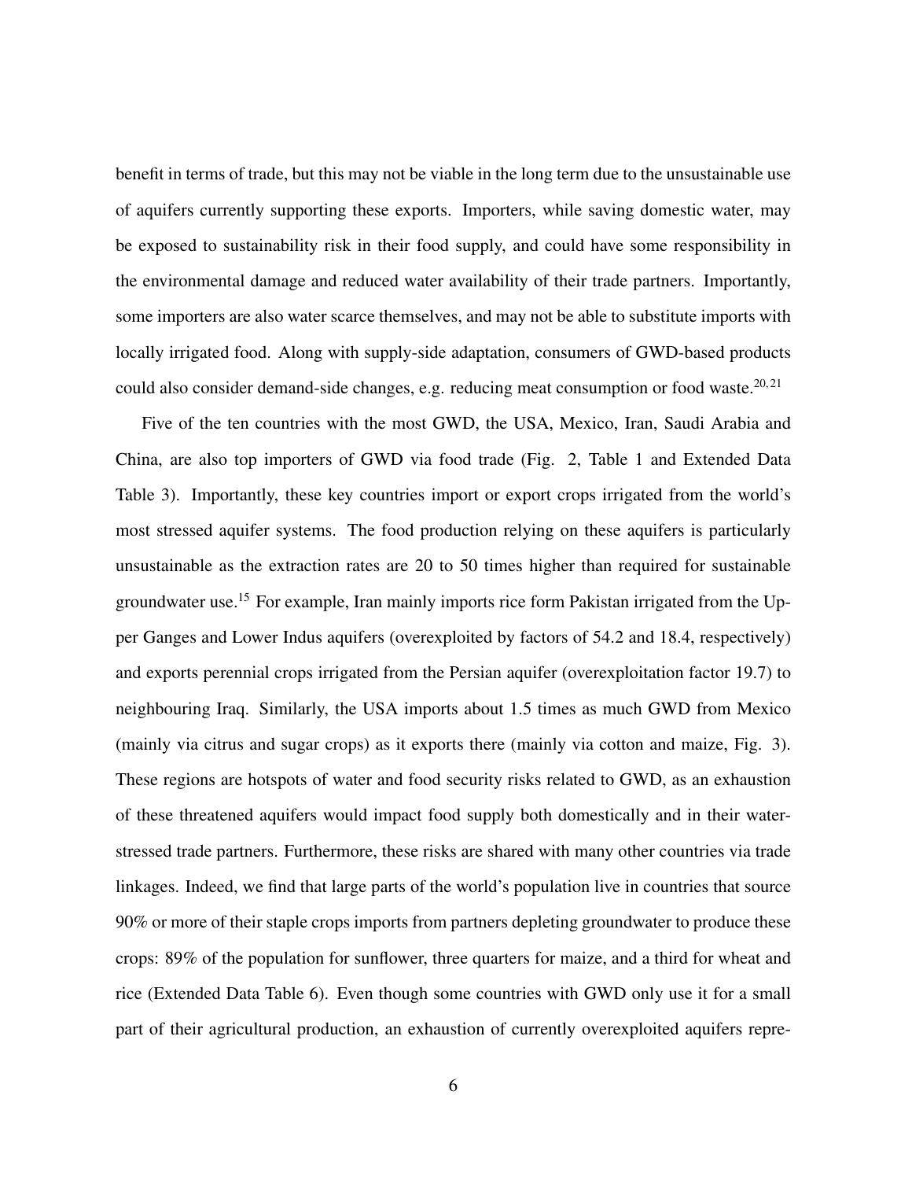benefit in terms of trade, but this may not be viable in the long term due to the unsustainable use of aquifers currently supporting these exports. Importers, while saving domestic water, may be exposed to sustainability risk in their food supply, and could have some responsibility in the environmental damage and reduced water availability of their trade partners. Importantly, some importers are also water scarce themselves, and may not be able to substitute imports with locally irrigated food. Along with supply-side adaptation, consumers of GWD-based products could also consider demand-side changes, e.g. reducing meat consumption or food waste.[20,21]

Five of the ten countries with the most GWD, the USA, Mexico, Iran, Saudi Arabia and China, are also top importers of GWD via food trade (Fig. 2, Table 1 and Extended Data Table 3). Importantly, these key countries import or export crops irrigated from the world's most stressed aquifer systems. The food production relying on these aquifers is particularly unsustainable as the extraction rates are 20 to 50 times higher than required for sustainable groundwater use.[15] For example, Iran mainly imports rice form Pakistan irrigated from the Upper Ganges and Lower Indus aquifers (overexploited by factors of 54.2 and 18.4, respectively) and exports perennial crops irrigated from the Persian aquifer (overexploitation factor 19.7) to neighbouring Iraq. Similarly, the USA imports about 1.5 times as much GWD from Mexico (mainly via citrus and sugar crops) as it exports there (mainly via cotton and maize, Fig. 3). These regions are hotspots of water and food security risks related to GWD, as an exhaustion of these threatened aquifers would impact food supply both domestically and in their water-stressed trade partners. Furthermore, these risks are shared with many other countries via trade linkages. Indeed, we find that large parts of the world's population live in countries that source 90% or more of their staple crops imports from partners depleting groundwater to produce these crops: 89% of the population for sunflower, three quarters for maize, and a third for wheat and rice (Extended Data Table 6). Even though some countries with GWD only use it for a small part of their agricultural production, an exhaustion of currently overexploited aquifers repre-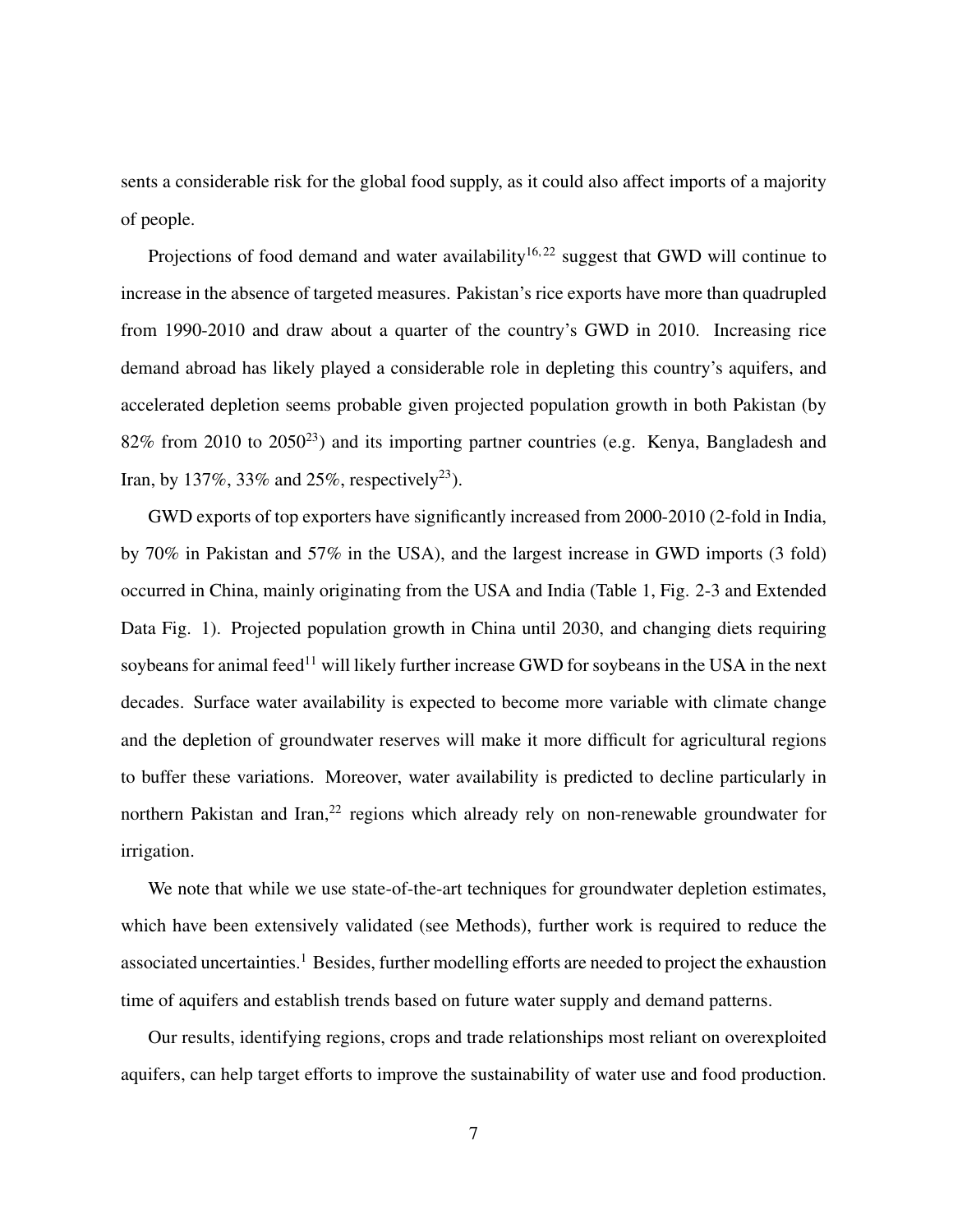sents a considerable risk for the global food supply, as it could also affect imports of a majority of people.

Projections of food demand and water availability[16,22] suggest that GWD will continue to increase in the absence of targeted measures. Pakistan's rice exports have more than quadrupled from 1990-2010 and draw about a quarter of the country's GWD in 2010. Increasing rice demand abroad has likely played a considerable role in depleting this country's aquifers, and accelerated depletion seems probable given projected population growth in both Pakistan (by 82% from 2010 to 2050[23]) and its importing partner countries (e.g. Kenya, Bangladesh and Iran, by 137%, 33% and 25%, respectively[23]).

GWD exports of top exporters have significantly increased from 2000-2010 (2-fold in India, by 70% in Pakistan and 57% in the USA), and the largest increase in GWD imports (3 fold) occurred in China, mainly originating from the USA and India (Table 1, Fig. 2-3 and Extended Data Fig. 1). Projected population growth in China until 2030, and changing diets requiring soybeans for animal feed[11] will likely further increase GWD for soybeans in the USA in the next decades. Surface water availability is expected to become more variable with climate change and the depletion of groundwater reserves will make it more difficult for agricultural regions to buffer these variations. Moreover, water availability is predicted to decline particularly in northern Pakistan and Iran,[22] regions which already rely on non-renewable groundwater for irrigation.

We note that while we use state-of-the-art techniques for groundwater depletion estimates, which have been extensively validated (see Methods), further work is required to reduce the associated uncertainties.[1] Besides, further modelling efforts are needed to project the exhaustion time of aquifers and establish trends based on future water supply and demand patterns.

Our results, identifying regions, crops and trade relationships most reliant on overexploited aquifers, can help target efforts to improve the sustainability of water use and food production.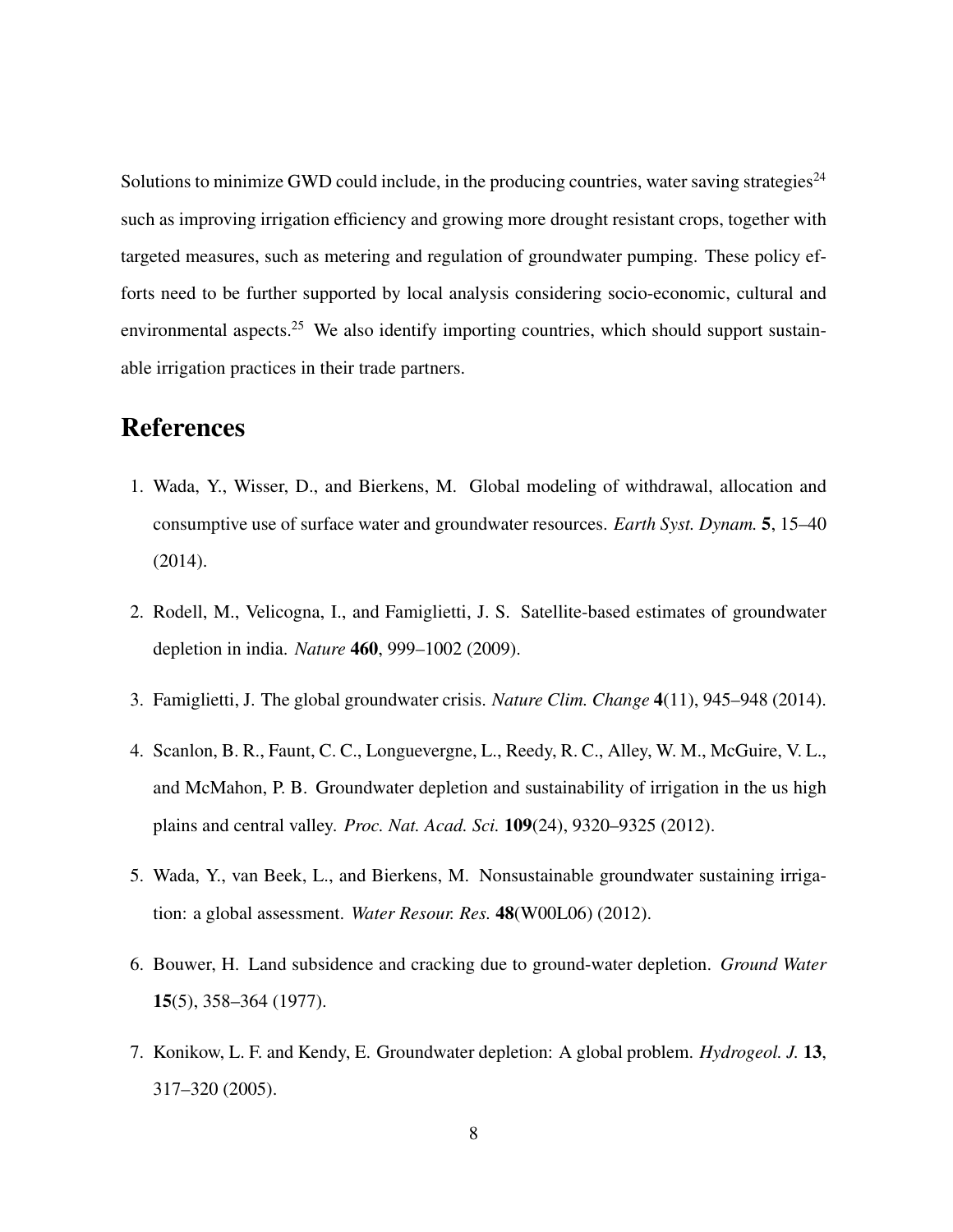Solutions to minimize GWD could include, in the producing countries, water saving strategies[24] such as improving irrigation efficiency and growing more drought resistant crops, together with targeted measures, such as metering and regulation of groundwater pumping. These policy efforts need to be further supported by local analysis considering socio-economic, cultural and environmental aspects.[25] We also identify importing countries, which should support sustainable irrigation practices in their trade partners.

# References

1. Wada, Y., Wisser, D., and Bierkens, M. Global modeling of withdrawal, allocation and consumptive use of surface water and groundwater resources. *Earth Syst. Dynam.* **5**, 15–40 (2014).

2. Rodell, M., Velicogna, I., and Famiglietti, J. S. Satellite-based estimates of groundwater depletion in india. *Nature* **460**, 999–1002 (2009).

3. Famiglietti, J. The global groundwater crisis. *Nature Clim. Change* **4**(11), 945–948 (2014).

4. Scanlon, B. R., Faunt, C. C., Longuevergne, L., Reedy, R. C., Alley, W. M., McGuire, V. L., and McMahon, P. B. Groundwater depletion and sustainability of irrigation in the us high plains and central valley. *Proc. Nat. Acad. Sci.* **109**(24), 9320–9325 (2012).

5. Wada, Y., van Beek, L., and Bierkens, M. Nonsustainable groundwater sustaining irrigation: a global assessment. *Water Resour. Res.* **48**(W00L06) (2012).

6. Bouwer, H. Land subsidence and cracking due to ground-water depletion. *Ground Water* **15**(5), 358–364 (1977).

7. Konikow, L. F. and Kendy, E. Groundwater depletion: A global problem. *Hydrogeol. J.* **13**, 317–320 (2005).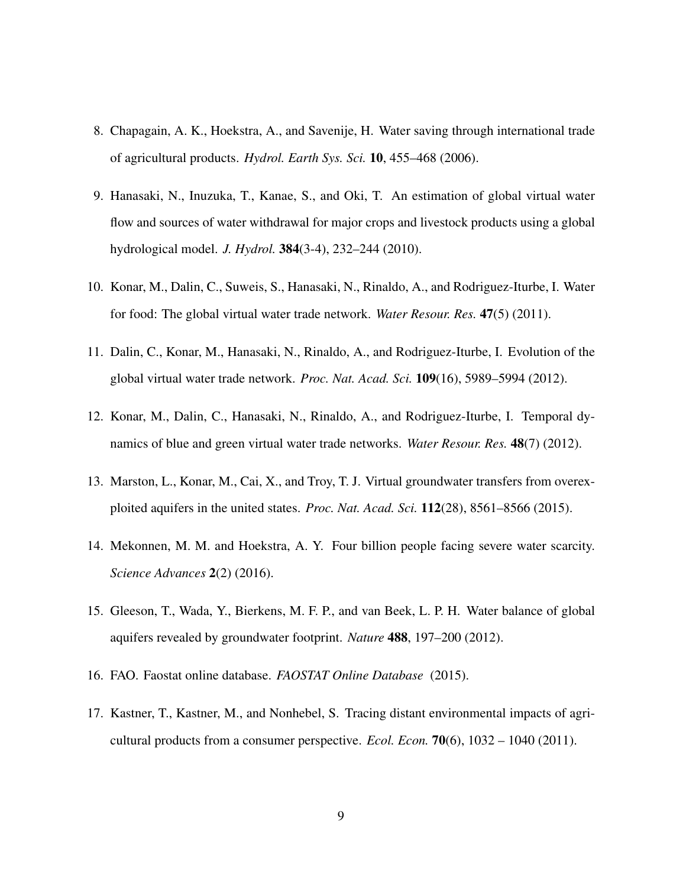8. Chapagain, A. K., Hoekstra, A., and Savenije, H. Water saving through international trade of agricultural products. *Hydrol. Earth Sys. Sci.* **10**, 455–468 (2006).
9. Hanasaki, N., Inuzuka, T., Kanae, S., and Oki, T. An estimation of global virtual water flow and sources of water withdrawal for major crops and livestock products using a global hydrological model. *J. Hydrol.* **384**(3-4), 232–244 (2010).
10. Konar, M., Dalin, C., Suweis, S., Hanasaki, N., Rinaldo, A., and Rodriguez-Iturbe, I. Water for food: The global virtual water trade network. *Water Resour. Res.* **47**(5) (2011).
11. Dalin, C., Konar, M., Hanasaki, N., Rinaldo, A., and Rodriguez-Iturbe, I. Evolution of the global virtual water trade network. *Proc. Nat. Acad. Sci.* **109**(16), 5989–5994 (2012).
12. Konar, M., Dalin, C., Hanasaki, N., Rinaldo, A., and Rodriguez-Iturbe, I. Temporal dynamics of blue and green virtual water trade networks. *Water Resour. Res.* **48**(7) (2012).
13. Marston, L., Konar, M., Cai, X., and Troy, T. J. Virtual groundwater transfers from overexploited aquifers in the united states. *Proc. Nat. Acad. Sci.* **112**(28), 8561–8566 (2015).
14. Mekonnen, M. M. and Hoekstra, A. Y. Four billion people facing severe water scarcity. *Science Advances* **2**(2) (2016).
15. Gleeson, T., Wada, Y., Bierkens, M. F. P., and van Beek, L. P. H. Water balance of global aquifers revealed by groundwater footprint. *Nature* **488**, 197–200 (2012).
16. FAO. Faostat online database. *FAOSTAT Online Database* (2015).
17. Kastner, T., Kastner, M., and Nonhebel, S. Tracing distant environmental impacts of agricultural products from a consumer perspective. *Ecol. Econ.* **70**(6), 1032 – 1040 (2011).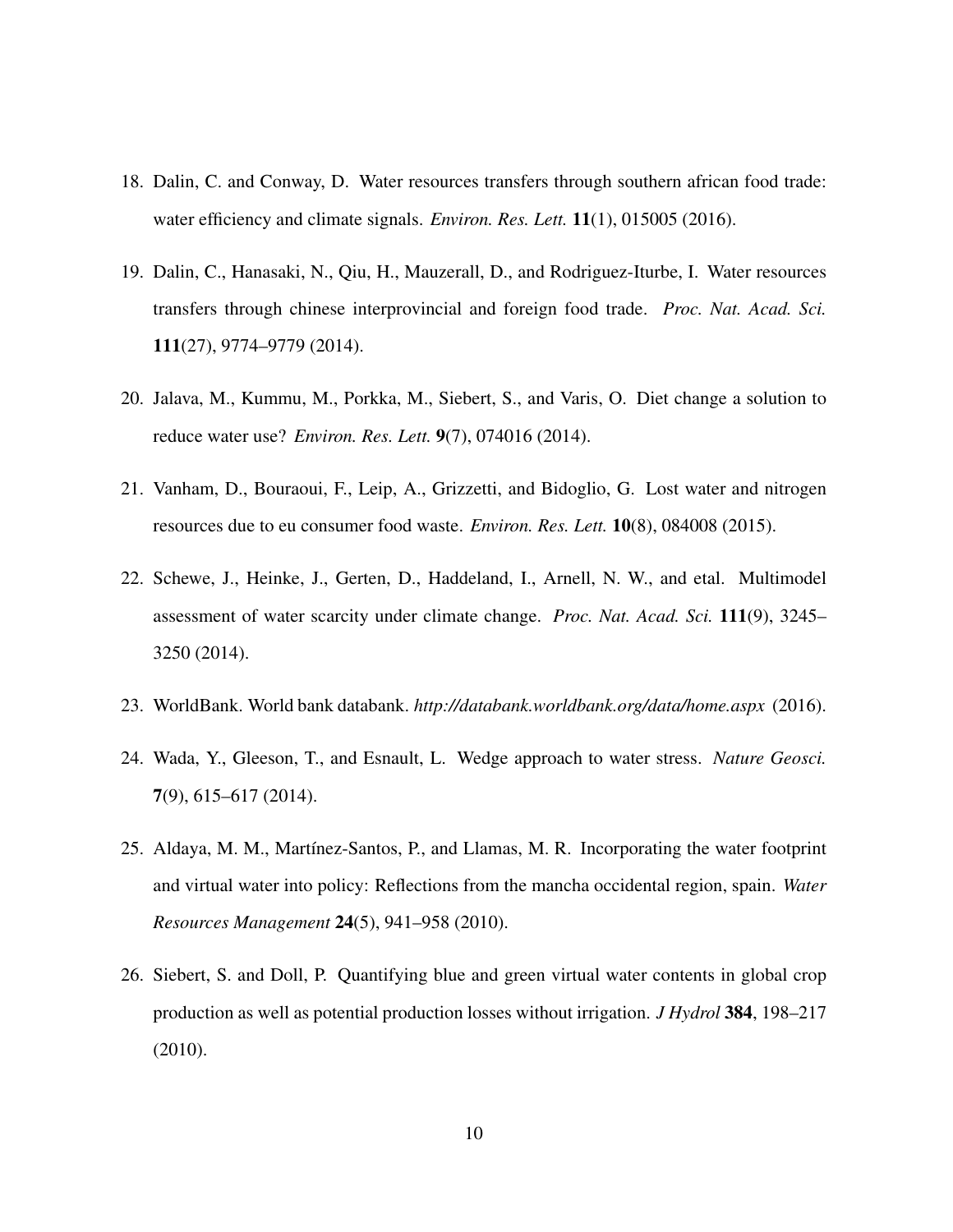18. Dalin, C. and Conway, D. Water resources transfers through southern african food trade: water efficiency and climate signals. *Environ. Res. Lett.* **11**(1), 015005 (2016).

19. Dalin, C., Hanasaki, N., Qiu, H., Mauzerall, D., and Rodriguez-Iturbe, I. Water resources transfers through chinese interprovincial and foreign food trade. *Proc. Nat. Acad. Sci.* **111**(27), 9774–9779 (2014).

20. Jalava, M., Kummu, M., Porkka, M., Siebert, S., and Varis, O. Diet change a solution to reduce water use? *Environ. Res. Lett.* **9**(7), 074016 (2014).

21. Vanham, D., Bouraoui, F., Leip, A., Grizzetti, and Bidoglio, G. Lost water and nitrogen resources due to eu consumer food waste. *Environ. Res. Lett.* **10**(8), 084008 (2015).

22. Schewe, J., Heinke, J., Gerten, D., Haddeland, I., Arnell, N. W., and etal. Multimodel assessment of water scarcity under climate change. *Proc. Nat. Acad. Sci.* **111**(9), 3245–3250 (2014).

23. WorldBank. World bank databank. *http://databank.worldbank.org/data/home.aspx* (2016).

24. Wada, Y., Gleeson, T., and Esnault, L. Wedge approach to water stress. *Nature Geosci.* **7**(9), 615–617 (2014).

25. Aldaya, M. M., Martínez-Santos, P., and Llamas, M. R. Incorporating the water footprint and virtual water into policy: Reflections from the mancha occidental region, spain. *Water Resources Management* **24**(5), 941–958 (2010).

26. Siebert, S. and Doll, P. Quantifying blue and green virtual water contents in global crop production as well as potential production losses without irrigation. *J Hydrol* **384**, 198–217 (2010).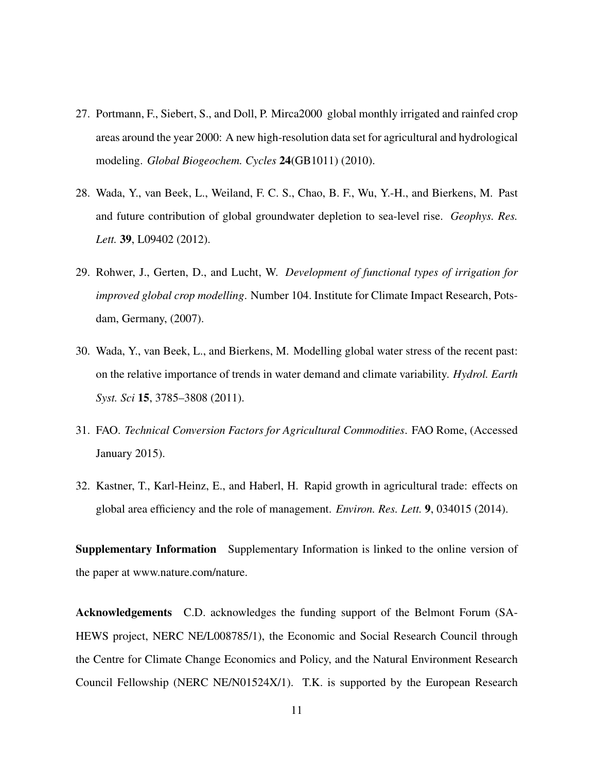27. Portmann, F., Siebert, S., and Doll, P. Mirca2000 global monthly irrigated and rainfed crop areas around the year 2000: A new high-resolution data set for agricultural and hydrological modeling. *Global Biogeochem. Cycles* **24**(GB1011) (2010).

28. Wada, Y., van Beek, L., Weiland, F. C. S., Chao, B. F., Wu, Y.-H., and Bierkens, M. Past and future contribution of global groundwater depletion to sea-level rise. *Geophys. Res. Lett.* **39**, L09402 (2012).

29. Rohwer, J., Gerten, D., and Lucht, W. *Development of functional types of irrigation for improved global crop modelling*. Number 104. Institute for Climate Impact Research, Potsdam, Germany, (2007).

30. Wada, Y., van Beek, L., and Bierkens, M. Modelling global water stress of the recent past: on the relative importance of trends in water demand and climate variability. *Hydrol. Earth Syst. Sci* **15**, 3785–3808 (2011).

31. FAO. *Technical Conversion Factors for Agricultural Commodities*. FAO Rome, (Accessed January 2015).

32. Kastner, T., Karl-Heinz, E., and Haberl, H. Rapid growth in agricultural trade: effects on global area efficiency and the role of management. *Environ. Res. Lett.* **9**, 034015 (2014).

**Supplementary Information** Supplementary Information is linked to the online version of the paper at www.nature.com/nature.

**Acknowledgements** C.D. acknowledges the funding support of the Belmont Forum (SA-HEWS project, NERC NE/L008785/1), the Economic and Social Research Council through the Centre for Climate Change Economics and Policy, and the Natural Environment Research Council Fellowship (NERC NE/N01524X/1). T.K. is supported by the European Research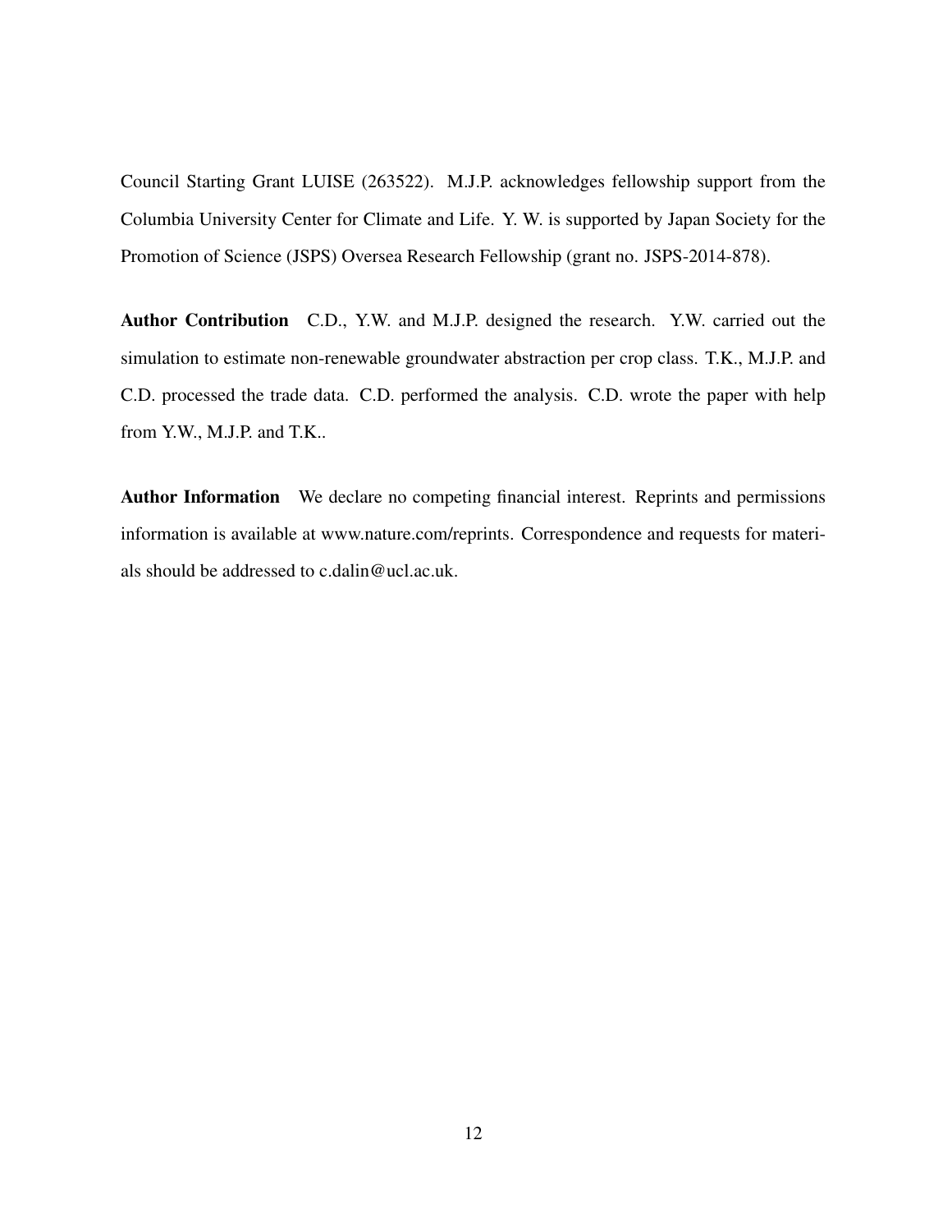Council Starting Grant LUISE (263522). M.J.P. acknowledges fellowship support from the Columbia University Center for Climate and Life. Y. W. is supported by Japan Society for the Promotion of Science (JSPS) Oversea Research Fellowship (grant no. JSPS-2014-878).

**Author Contribution** C.D., Y.W. and M.J.P. designed the research. Y.W. carried out the simulation to estimate non-renewable groundwater abstraction per crop class. T.K., M.J.P. and C.D. processed the trade data. C.D. performed the analysis. C.D. wrote the paper with help from Y.W., M.J.P. and T.K..

**Author Information** We declare no competing financial interest. Reprints and permissions information is available at www.nature.com/reprints. Correspondence and requests for materials should be addressed to c.dalin@ucl.ac.uk.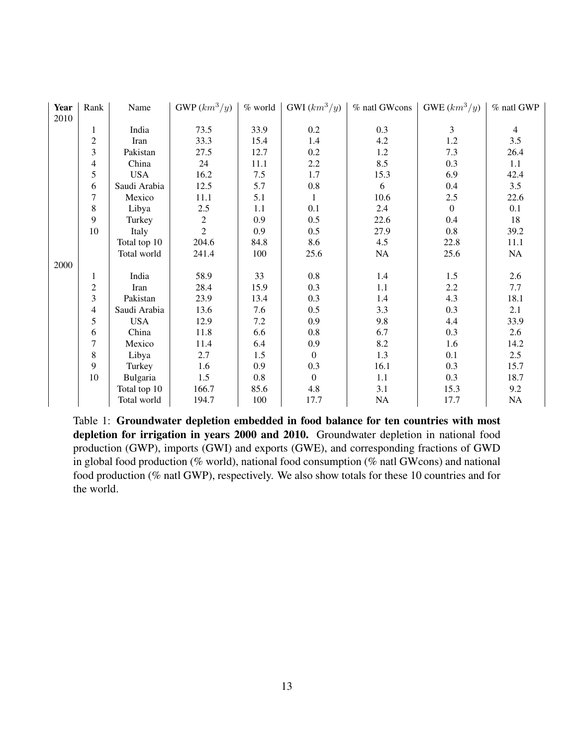| **Year** | Rank | Name | GWP ($km^3/y$) | % world | GWI ($km^3/y$) | % natl GWcons | GWE ($km^3/y$) | % natl GWP |
|---|---|---|---|---|---|---|---|---|
| 2010 | | | | | | | | |
| | 1 | India | 73.5 | 33.9 | 0.2 | 0.3 | 3 | 4 |
| | 2 | Iran | 33.3 | 15.4 | 1.4 | 4.2 | 1.2 | 3.5 |
| | 3 | Pakistan | 27.5 | 12.7 | 0.2 | 1.2 | 7.3 | 26.4 |
| | 4 | China | 24 | 11.1 | 2.2 | 8.5 | 0.3 | 1.1 |
| | 5 | USA | 16.2 | 7.5 | 1.7 | 15.3 | 6.9 | 42.4 |
| | 6 | Saudi Arabia | 12.5 | 5.7 | 0.8 | 6 | 0.4 | 3.5 |
| | 7 | Mexico | 11.1 | 5.1 | 1 | 10.6 | 2.5 | 22.6 |
| | 8 | Libya | 2.5 | 1.1 | 0.1 | 2.4 | 0 | 0.1 |
| | 9 | Turkey | 2 | 0.9 | 0.5 | 22.6 | 0.4 | 18 |
| | 10 | Italy | 2 | 0.9 | 0.5 | 27.9 | 0.8 | 39.2 |
| | | Total top 10 | 204.6 | 84.8 | 8.6 | 4.5 | 22.8 | 11.1 |
| | | Total world | 241.4 | 100 | 25.6 | NA | 25.6 | NA |
| 2000 | | | | | | | | |
| | 1 | India | 58.9 | 33 | 0.8 | 1.4 | 1.5 | 2.6 |
| | 2 | Iran | 28.4 | 15.9 | 0.3 | 1.1 | 2.2 | 7.7 |
| | 3 | Pakistan | 23.9 | 13.4 | 0.3 | 1.4 | 4.3 | 18.1 |
| | 4 | Saudi Arabia | 13.6 | 7.6 | 0.5 | 3.3 | 0.3 | 2.1 |
| | 5 | USA | 12.9 | 7.2 | 0.9 | 9.8 | 4.4 | 33.9 |
| | 6 | China | 11.8 | 6.6 | 0.8 | 6.7 | 0.3 | 2.6 |
| | 7 | Mexico | 11.4 | 6.4 | 0.9 | 8.2 | 1.6 | 14.2 |
| | 8 | Libya | 2.7 | 1.5 | 0 | 1.3 | 0.1 | 2.5 |
| | 9 | Turkey | 1.6 | 0.9 | 0.3 | 16.1 | 0.3 | 15.7 |
| | 10 | Bulgaria | 1.5 | 0.8 | 0 | 1.1 | 0.3 | 18.7 |
| | | Total top 10 | 166.7 | 85.6 | 4.8 | 3.1 | 15.3 | 9.2 |
| | | Total world | 194.7 | 100 | 17.7 | NA | 17.7 | NA |

Table 1: **Groundwater depletion embedded in food balance for ten countries with most depletion for irrigation in years 2000 and 2010.** Groundwater depletion in national food production (GWP), imports (GWI) and exports (GWE), and corresponding fractions of GWD in global food production (% world), national food consumption (% natl GWcons) and national food production (% natl GWP), respectively. We also show totals for these 10 countries and for the world.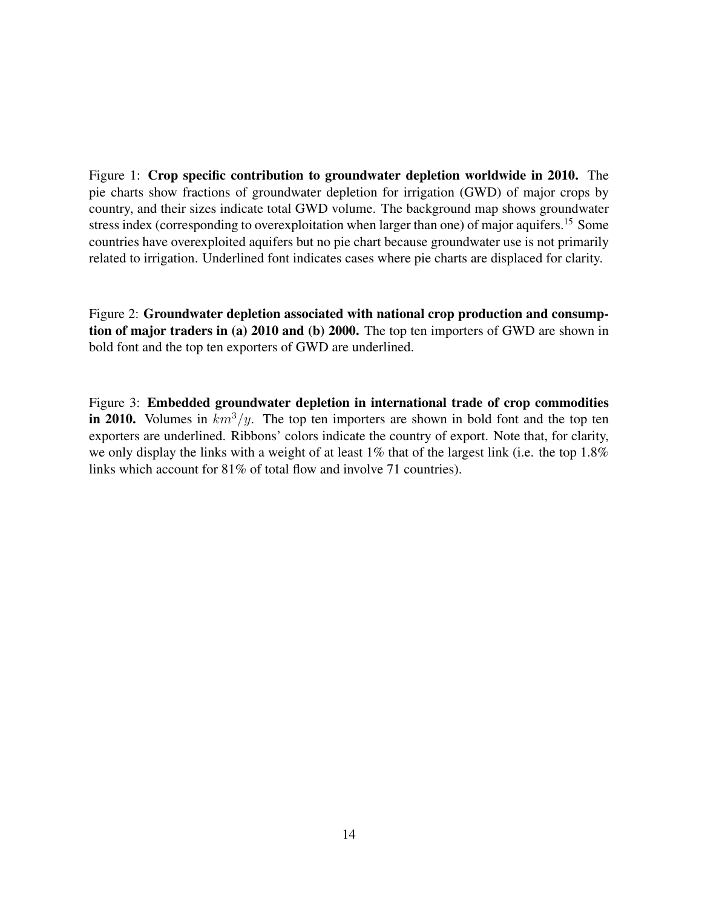Figure 1: **Crop specific contribution to groundwater depletion worldwide in 2010.** The pie charts show fractions of groundwater depletion for irrigation (GWD) of major crops by country, and their sizes indicate total GWD volume. The background map shows groundwater stress index (corresponding to overexploitation when larger than one) of major aquifers.[15] Some countries have overexploited aquifers but no pie chart because groundwater use is not primarily related to irrigation. Underlined font indicates cases where pie charts are displaced for clarity.

Figure 2: **Groundwater depletion associated with national crop production and consumption of major traders in (a) 2010 and (b) 2000.** The top ten importers of GWD are shown in bold font and the top ten exporters of GWD are underlined.

Figure 3: **Embedded groundwater depletion in international trade of crop commodities in 2010.** Volumes in $km^3/y$. The top ten importers are shown in bold font and the top ten exporters are underlined. Ribbons' colors indicate the country of export. Note that, for clarity, we only display the links with a weight of at least 1% that of the largest link (i.e. the top 1.8% links which account for 81% of total flow and involve 71 countries).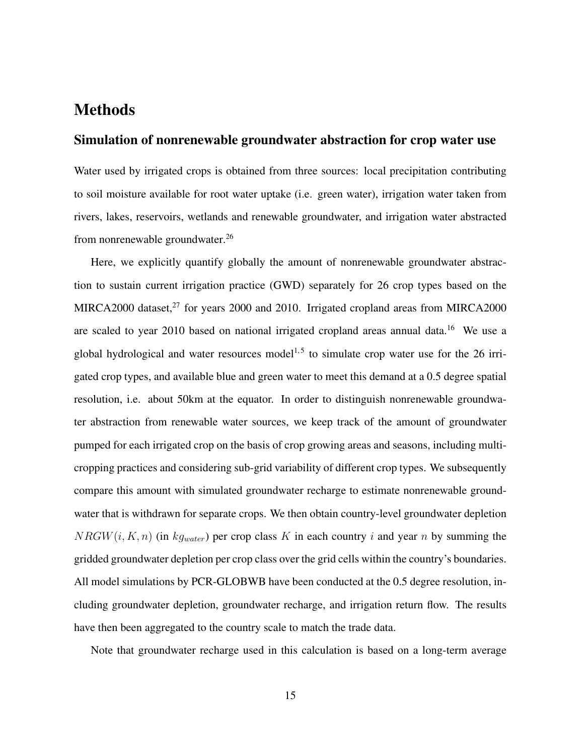# Methods

## Simulation of nonrenewable groundwater abstraction for crop water use

Water used by irrigated crops is obtained from three sources: local precipitation contributing to soil moisture available for root water uptake (i.e. green water), irrigation water taken from rivers, lakes, reservoirs, wetlands and renewable groundwater, and irrigation water abstracted from nonrenewable groundwater.[26]

Here, we explicitly quantify globally the amount of nonrenewable groundwater abstraction to sustain current irrigation practice (GWD) separately for 26 crop types based on the MIRCA2000 dataset,[27] for years 2000 and 2010. Irrigated cropland areas from MIRCA2000 are scaled to year 2010 based on national irrigated cropland areas annual data.[16] We use a global hydrological and water resources model[1,5] to simulate crop water use for the 26 irrigated crop types, and available blue and green water to meet this demand at a 0.5 degree spatial resolution, i.e. about 50km at the equator. In order to distinguish nonrenewable groundwater abstraction from renewable water sources, we keep track of the amount of groundwater pumped for each irrigated crop on the basis of crop growing areas and seasons, including multi-cropping practices and considering sub-grid variability of different crop types. We subsequently compare this amount with simulated groundwater recharge to estimate nonrenewable groundwater that is withdrawn for separate crops. We then obtain country-level groundwater depletion $NRGW(i, K, n)$ (in $kg_{water}$) per crop class $K$ in each country $i$ and year $n$ by summing the gridded groundwater depletion per crop class over the grid cells within the country's boundaries. All model simulations by PCR-GLOBWB have been conducted at the 0.5 degree resolution, including groundwater depletion, groundwater recharge, and irrigation return flow. The results have then been aggregated to the country scale to match the trade data.

Note that groundwater recharge used in this calculation is based on a long-term average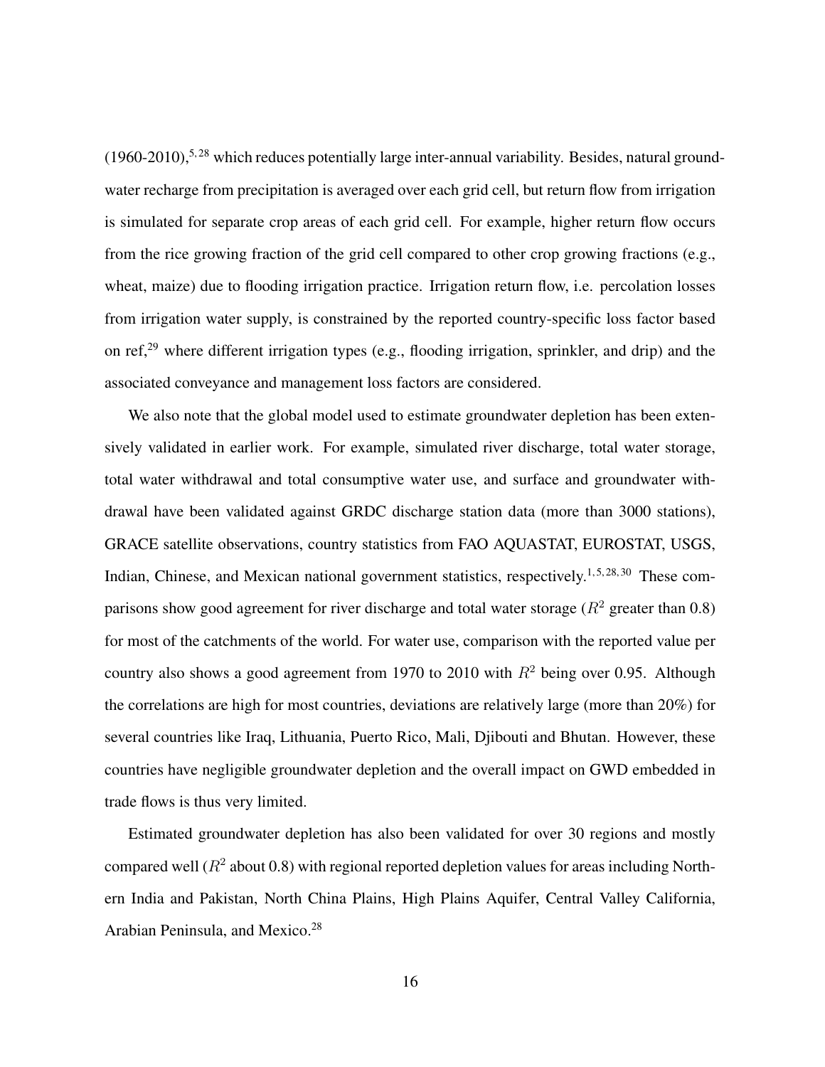(1960-2010),[5,28] which reduces potentially large inter-annual variability. Besides, natural groundwater recharge from precipitation is averaged over each grid cell, but return flow from irrigation is simulated for separate crop areas of each grid cell. For example, higher return flow occurs from the rice growing fraction of the grid cell compared to other crop growing fractions (e.g., wheat, maize) due to flooding irrigation practice. Irrigation return flow, i.e. percolation losses from irrigation water supply, is constrained by the reported country-specific loss factor based on ref,[29] where different irrigation types (e.g., flooding irrigation, sprinkler, and drip) and the associated conveyance and management loss factors are considered.

We also note that the global model used to estimate groundwater depletion has been extensively validated in earlier work. For example, simulated river discharge, total water storage, total water withdrawal and total consumptive water use, and surface and groundwater withdrawal have been validated against GRDC discharge station data (more than 3000 stations), GRACE satellite observations, country statistics from FAO AQUASTAT, EUROSTAT, USGS, Indian, Chinese, and Mexican national government statistics, respectively.[1,5,28,30] These comparisons show good agreement for river discharge and total water storage ($R^2$ greater than 0.8) for most of the catchments of the world. For water use, comparison with the reported value per country also shows a good agreement from 1970 to 2010 with $R^2$ being over 0.95. Although the correlations are high for most countries, deviations are relatively large (more than 20%) for several countries like Iraq, Lithuania, Puerto Rico, Mali, Djibouti and Bhutan. However, these countries have negligible groundwater depletion and the overall impact on GWD embedded in trade flows is thus very limited.

Estimated groundwater depletion has also been validated for over 30 regions and mostly compared well ($R^2$ about 0.8) with regional reported depletion values for areas including Northern India and Pakistan, North China Plains, High Plains Aquifer, Central Valley California, Arabian Peninsula, and Mexico.[28]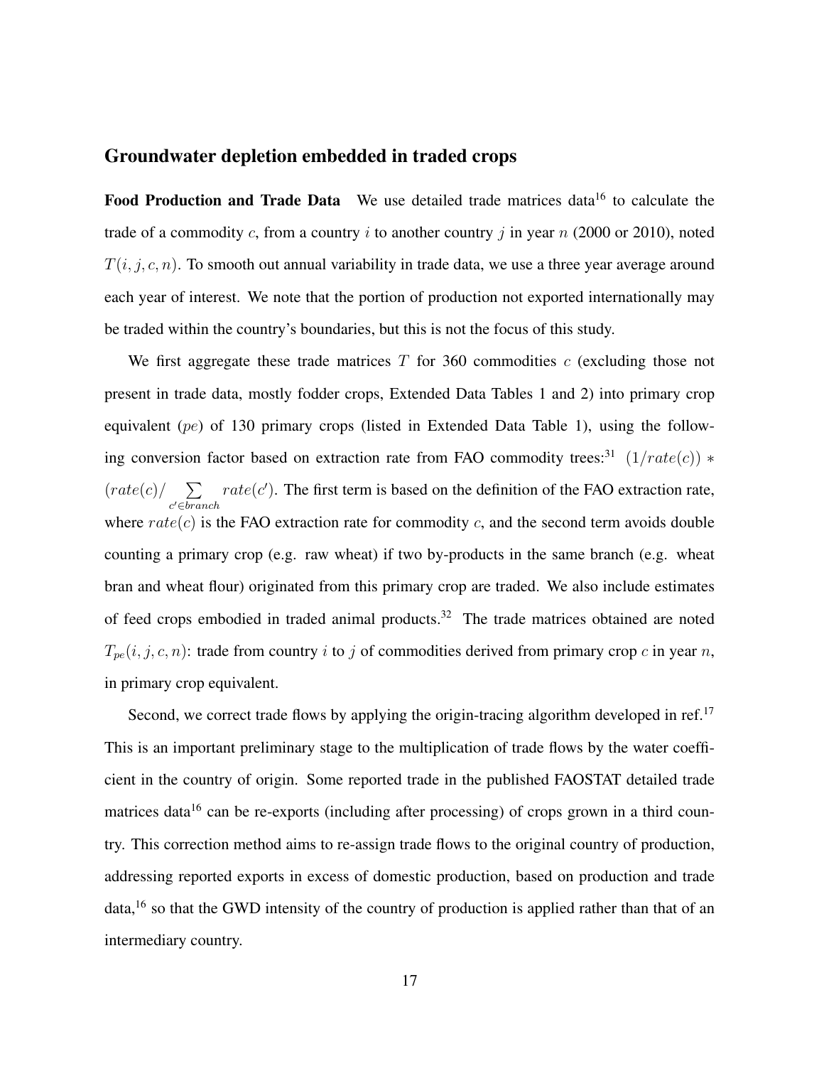## Groundwater depletion embedded in traded crops

**Food Production and Trade Data** We use detailed trade matrices data[16] to calculate the trade of a commodity $c$, from a country $i$ to another country $j$ in year $n$ (2000 or 2010), noted $T(i, j, c, n)$. To smooth out annual variability in trade data, we use a three year average around each year of interest. We note that the portion of production not exported internationally may be traded within the country's boundaries, but this is not the focus of this study.

We first aggregate these trade matrices $T$ for 360 commodities $c$ (excluding those not present in trade data, mostly fodder crops, Extended Data Tables 1 and 2) into primary crop equivalent ($pe$) of 130 primary crops (listed in Extended Data Table 1), using the following conversion factor based on extraction rate from FAO commodity trees:[31] $(1/rate(c)) * (rate(c)/\sum_{c' \in branch} rate(c'))$. The first term is based on the definition of the FAO extraction rate, where $rate(c)$ is the FAO extraction rate for commodity $c$, and the second term avoids double counting a primary crop (e.g. raw wheat) if two by-products in the same branch (e.g. wheat bran and wheat flour) originated from this primary crop are traded. We also include estimates of feed crops embodied in traded animal products.[32] The trade matrices obtained are noted $T_{pe}(i, j, c, n)$: trade from country $i$ to $j$ of commodities derived from primary crop $c$ in year $n$, in primary crop equivalent.

Second, we correct trade flows by applying the origin-tracing algorithm developed in ref.[17] This is an important preliminary stage to the multiplication of trade flows by the water coefficient in the country of origin. Some reported trade in the published FAOSTAT detailed trade matrices data[16] can be re-exports (including after processing) of crops grown in a third country. This correction method aims to re-assign trade flows to the original country of production, addressing reported exports in excess of domestic production, based on production and trade data,[16] so that the GWD intensity of the country of production is applied rather than that of an intermediary country.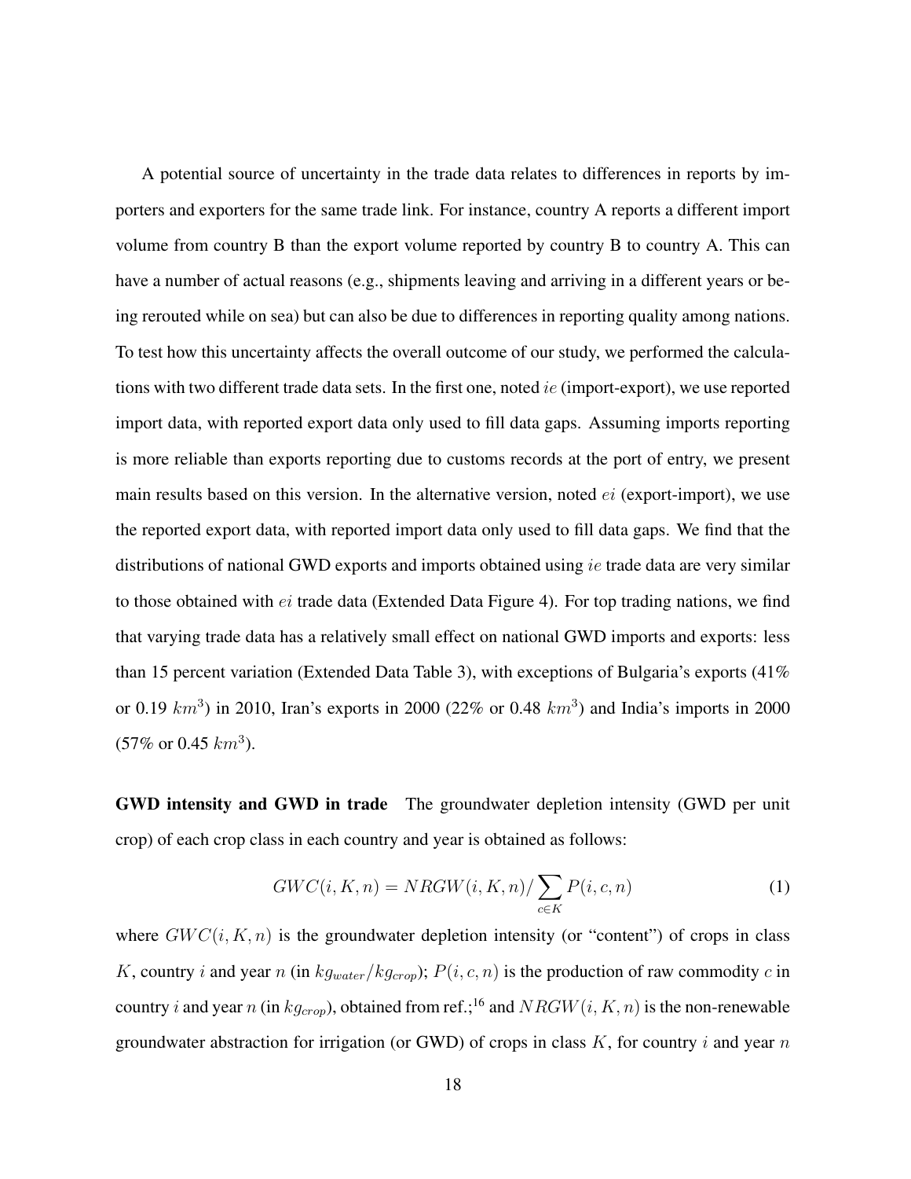A potential source of uncertainty in the trade data relates to differences in reports by importers and exporters for the same trade link. For instance, country A reports a different import volume from country B than the export volume reported by country B to country A. This can have a number of actual reasons (e.g., shipments leaving and arriving in a different years or being rerouted while on sea) but can also be due to differences in reporting quality among nations. To test how this uncertainty affects the overall outcome of our study, we performed the calculations with two different trade data sets. In the first one, noted $ie$ (import-export), we use reported import data, with reported export data only used to fill data gaps. Assuming imports reporting is more reliable than exports reporting due to customs records at the port of entry, we present main results based on this version. In the alternative version, noted $ei$ (export-import), we use the reported export data, with reported import data only used to fill data gaps. We find that the distributions of national GWD exports and imports obtained using $ie$ trade data are very similar to those obtained with $ei$ trade data (Extended Data Figure 4). For top trading nations, we find that varying trade data has a relatively small effect on national GWD imports and exports: less than 15 percent variation (Extended Data Table 3), with exceptions of Bulgaria's exports (41% or 0.19 $km^3$) in 2010, Iran's exports in 2000 (22% or 0.48 $km^3$) and India's imports in 2000 (57% or 0.45 $km^3$).

**GWD intensity and GWD in trade** The groundwater depletion intensity (GWD per unit crop) of each crop class in each country and year is obtained as follows:

$$GWC(i, K, n) = NRGW(i, K, n) / \sum_{c \in K} P(i, c, n) \tag{1}$$

where $GWC(i, K, n)$ is the groundwater depletion intensity (or "content") of crops in class $K$, country $i$ and year $n$ (in $kg_{water}/kg_{crop}$); $P(i, c, n)$ is the production of raw commodity $c$ in country $i$ and year $n$ (in $kg_{crop}$), obtained from ref.;[16] and $NRGW(i, K, n)$ is the non-renewable groundwater abstraction for irrigation (or GWD) of crops in class $K$, for country $i$ and year $n$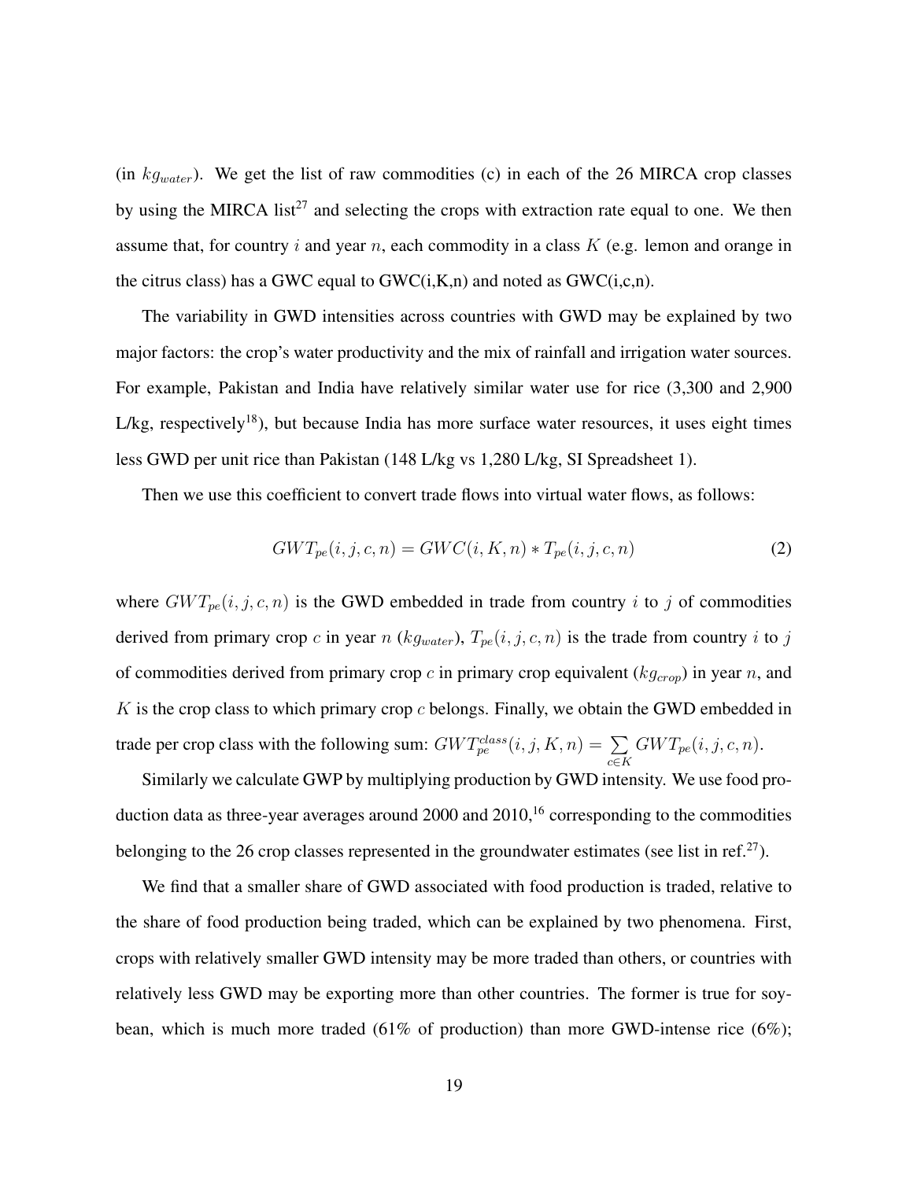(in $kg_{water}$). We get the list of raw commodities (c) in each of the 26 MIRCA crop classes by using the MIRCA list[27] and selecting the crops with extraction rate equal to one. We then assume that, for country $i$ and year $n$, each commodity in a class $K$ (e.g. lemon and orange in the citrus class) has a GWC equal to GWC(i,K,n) and noted as GWC(i,c,n).

The variability in GWD intensities across countries with GWD may be explained by two major factors: the crop's water productivity and the mix of rainfall and irrigation water sources. For example, Pakistan and India have relatively similar water use for rice (3,300 and 2,900 L/kg, respectively[18]), but because India has more surface water resources, it uses eight times less GWD per unit rice than Pakistan (148 L/kg vs 1,280 L/kg, SI Spreadsheet 1).

Then we use this coefficient to convert trade flows into virtual water flows, as follows:

$$GWT_{pe}(i,j,c,n) = GWC(i,K,n) * T_{pe}(i,j,c,n) \tag{2}$$

where $GWT_{pe}(i,j,c,n)$ is the GWD embedded in trade from country $i$ to $j$ of commodities derived from primary crop $c$ in year $n$ ($kg_{water}$), $T_{pe}(i,j,c,n)$ is the trade from country $i$ to $j$ of commodities derived from primary crop $c$ in primary crop equivalent ($kg_{crop}$) in year $n$, and $K$ is the crop class to which primary crop $c$ belongs. Finally, we obtain the GWD embedded in trade per crop class with the following sum: $GWT_{pe}^{class}(i,j,K,n) = \sum_{c \in K} GWT_{pe}(i,j,c,n)$.

Similarly we calculate GWP by multiplying production by GWD intensity. We use food production data as three-year averages around 2000 and 2010,[16] corresponding to the commodities belonging to the 26 crop classes represented in the groundwater estimates (see list in ref.[27]).

We find that a smaller share of GWD associated with food production is traded, relative to the share of food production being traded, which can be explained by two phenomena. First, crops with relatively smaller GWD intensity may be more traded than others, or countries with relatively less GWD may be exporting more than other countries. The former is true for soybean, which is much more traded (61% of production) than more GWD-intense rice (6%);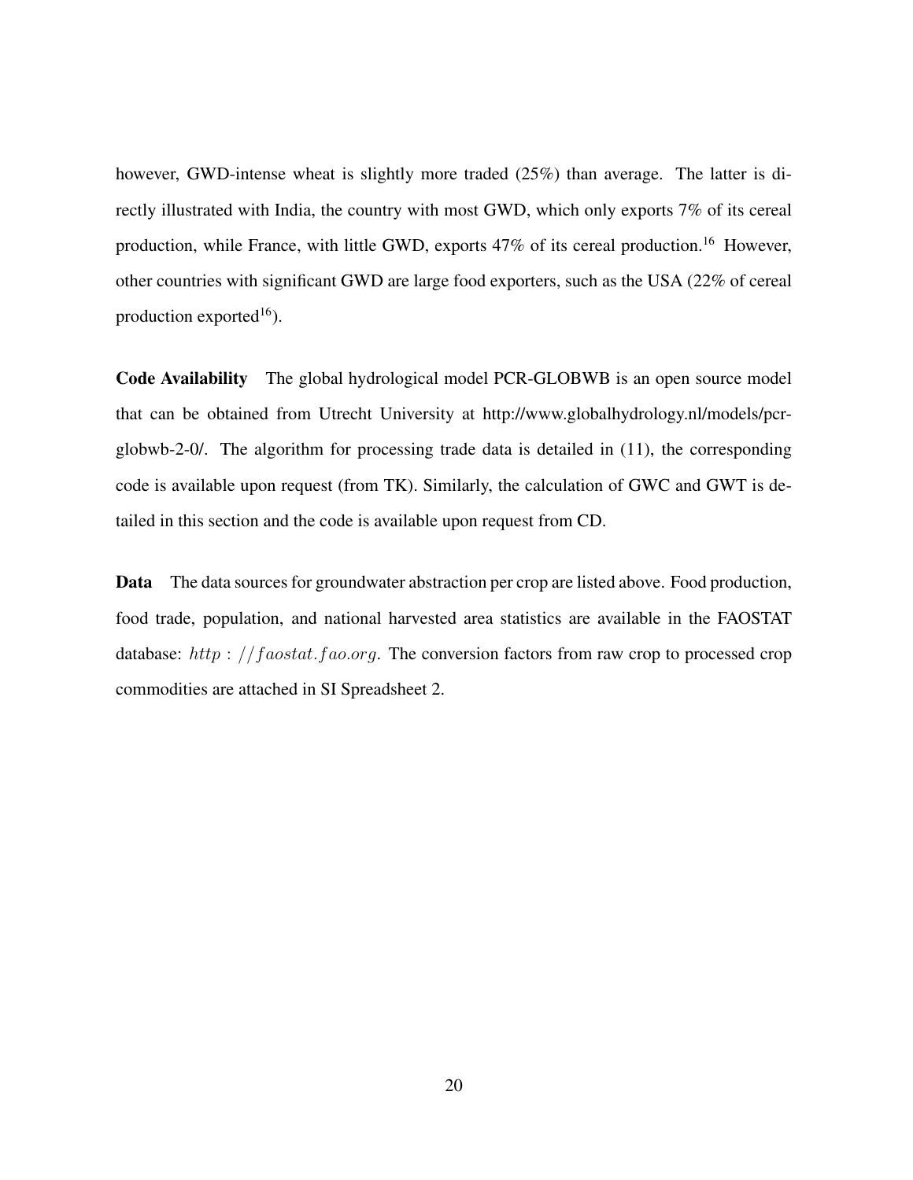however, GWD-intense wheat is slightly more traded (25%) than average. The latter is directly illustrated with India, the country with most GWD, which only exports 7% of its cereal production, while France, with little GWD, exports 47% of its cereal production.[16] However, other countries with significant GWD are large food exporters, such as the USA (22% of cereal production exported[16]).

**Code Availability** The global hydrological model PCR-GLOBWB is an open source model that can be obtained from Utrecht University at http://www.globalhydrology.nl/models/pcr-globwb-2-0/. The algorithm for processing trade data is detailed in (11), the corresponding code is available upon request (from TK). Similarly, the calculation of GWC and GWT is detailed in this section and the code is available upon request from CD.

**Data** The data sources for groundwater abstraction per crop are listed above. Food production, food trade, population, and national harvested area statistics are available in the FAOSTAT database: *http://faostat.fao.org*. The conversion factors from raw crop to processed crop commodities are attached in SI Spreadsheet 2.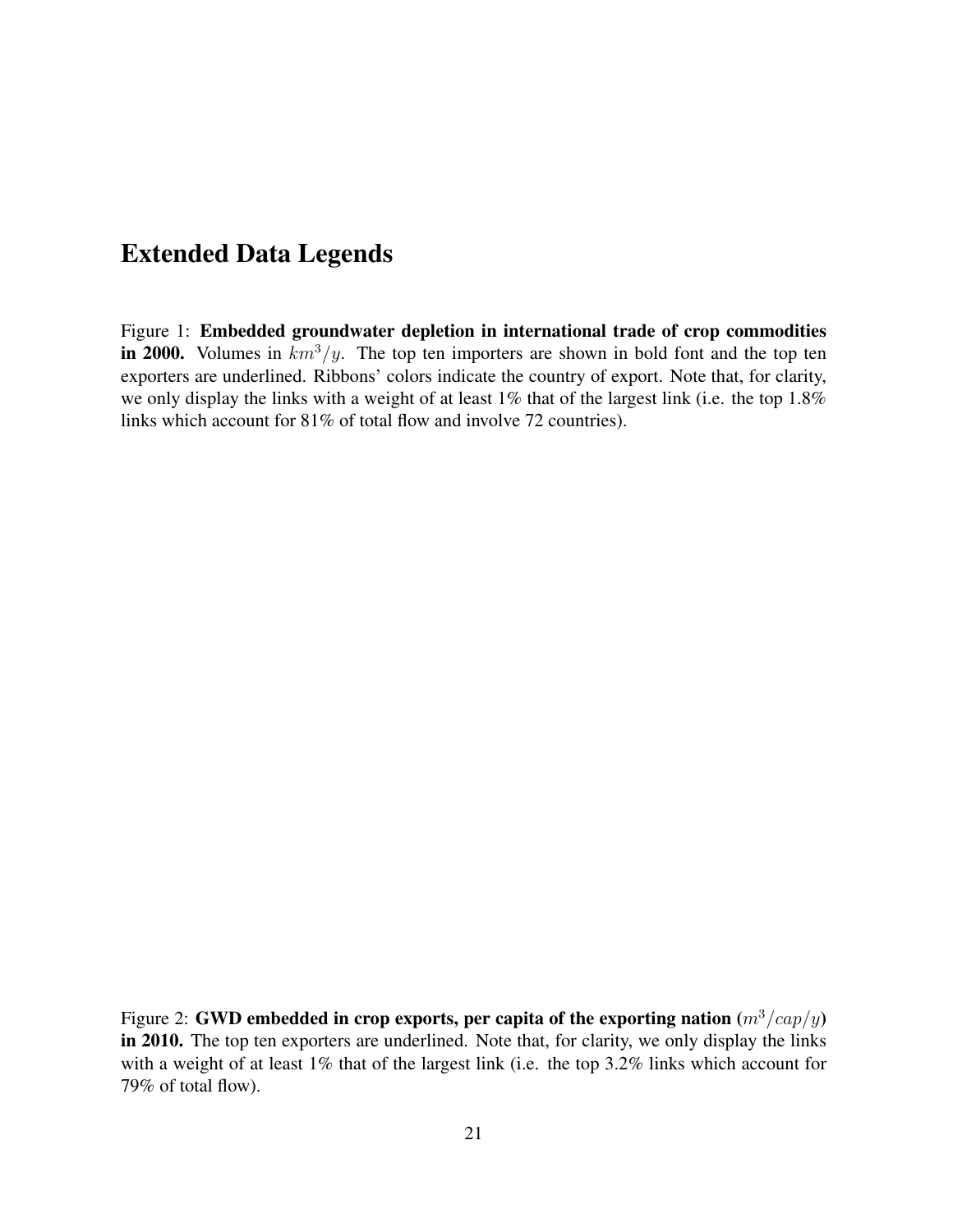# Extended Data Legends

Figure 1: **Embedded groundwater depletion in international trade of crop commodities in 2000.** Volumes in $km^3/y$. The top ten importers are shown in bold font and the top ten exporters are underlined. Ribbons' colors indicate the country of export. Note that, for clarity, we only display the links with a weight of at least 1% that of the largest link (i.e. the top 1.8% links which account for 81% of total flow and involve 72 countries).

Figure 2: **GWD embedded in crop exports, per capita of the exporting nation ($m^3/cap/y$) in 2010.** The top ten exporters are underlined. Note that, for clarity, we only display the links with a weight of at least 1% that of the largest link (i.e. the top 3.2% links which account for 79% of total flow).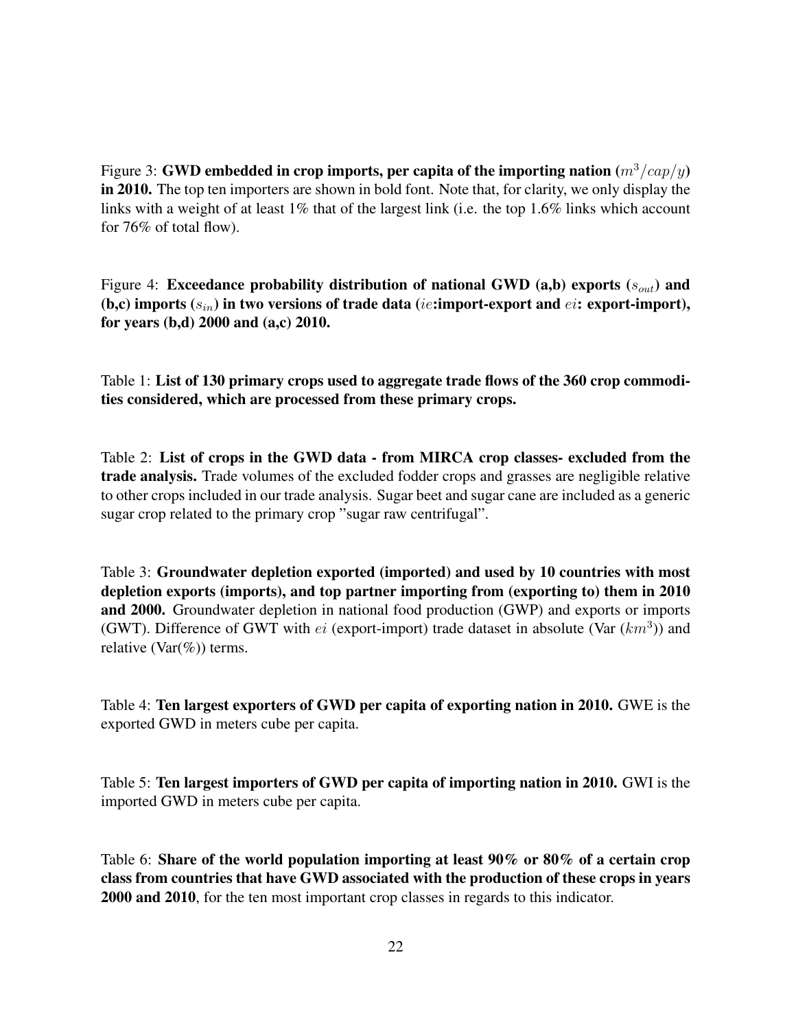Figure 3: **GWD embedded in crop imports, per capita of the importing nation ($m^3/cap/y$) in 2010.** The top ten importers are shown in bold font. Note that, for clarity, we only display the links with a weight of at least 1% that of the largest link (i.e. the top 1.6% links which account for 76% of total flow).

Figure 4: **Exceedance probability distribution of national GWD (a,b) exports ($s_{out}$) and (b,c) imports ($s_{in}$) in two versions of trade data ($ie$:import-export and $ei$: export-import), for years (b,d) 2000 and (a,c) 2010.**

Table 1: **List of 130 primary crops used to aggregate trade flows of the 360 crop commodities considered, which are processed from these primary crops.**

Table 2: **List of crops in the GWD data - from MIRCA crop classes- excluded from the trade analysis.** Trade volumes of the excluded fodder crops and grasses are negligible relative to other crops included in our trade analysis. Sugar beet and sugar cane are included as a generic sugar crop related to the primary crop "sugar raw centrifugal".

Table 3: **Groundwater depletion exported (imported) and used by 10 countries with most depletion exports (imports), and top partner importing from (exporting to) them in 2010 and 2000.** Groundwater depletion in national food production (GWP) and exports or imports (GWT). Difference of GWT with $ei$ (export-import) trade dataset in absolute (Var ($km^3$)) and relative (Var(%)) terms.

Table 4: **Ten largest exporters of GWD per capita of exporting nation in 2010.** GWE is the exported GWD in meters cube per capita.

Table 5: **Ten largest importers of GWD per capita of importing nation in 2010.** GWI is the imported GWD in meters cube per capita.

Table 6: **Share of the world population importing at least 90% or 80% of a certain crop class from countries that have GWD associated with the production of these crops in years 2000 and 2010**, for the ten most important crop classes in regards to this indicator.